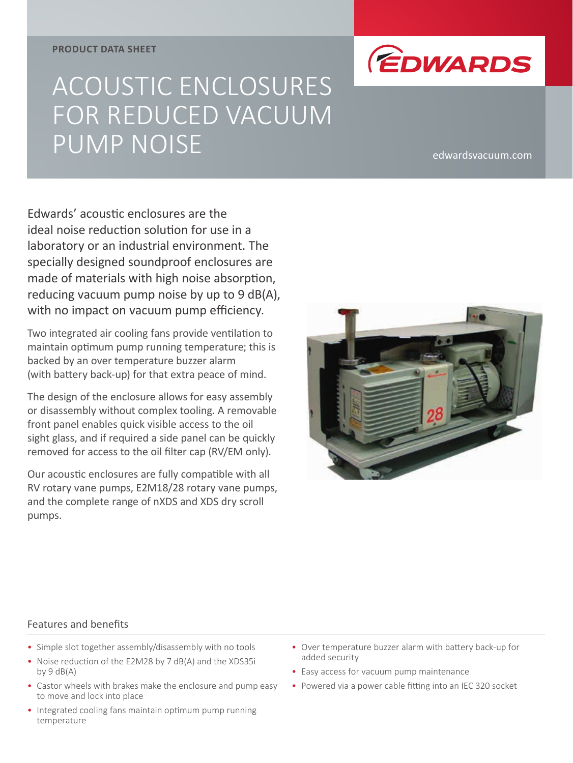PRODUCT DATA SHEET

# ACOUSTIC ENCLOSURES FOR REDUCED VACUUM PUMP NOISE

EDWARDS

edwardsvacuum.com

Edwards' acoustic enclosures are the ideal noise reduction solution for use in a laboratory or an industrial environment. The specially designed soundproof enclosures are made of materials with high noise absorption, reducing vacuum pump noise by up to 9 dB(A), with no impact on vacuum pump efficiency.

Two integrated air cooling fans provide ventilation to maintain optimum pump running temperature; this is backed by an over temperature buzzer alarm (with battery back-up) for that extra peace of mind.

The design of the enclosure allows for easy assembly or disassembly without complex tooling. A removable front panel enables quick visible access to the oil sight glass, and if required a side panel can be quickly removed for access to the oil filter cap (RV/EM only).

Our acoustic enclosures are fully compatible with all RV rotary vane pumps, E2M18/28 rotary vane pumps, and the complete range of nXDS and XDS dry scroll pumps.

## Features and benefits

- Simple slot together assembly/disassembly with no tools
- Noise reduction of the E2M28 by 7 dB(A) and the XDS35i by 9 dB(A)
- Castor wheels with brakes make the enclosure and pump easy to move and lock into place
- Integrated cooling fans maintain optimum pump running temperature
- Over temperature buzzer alarm with battery back-up for added security
- Easy access for vacuum pump maintenance
- Powered via a power cable fitting into an IEC 320 socket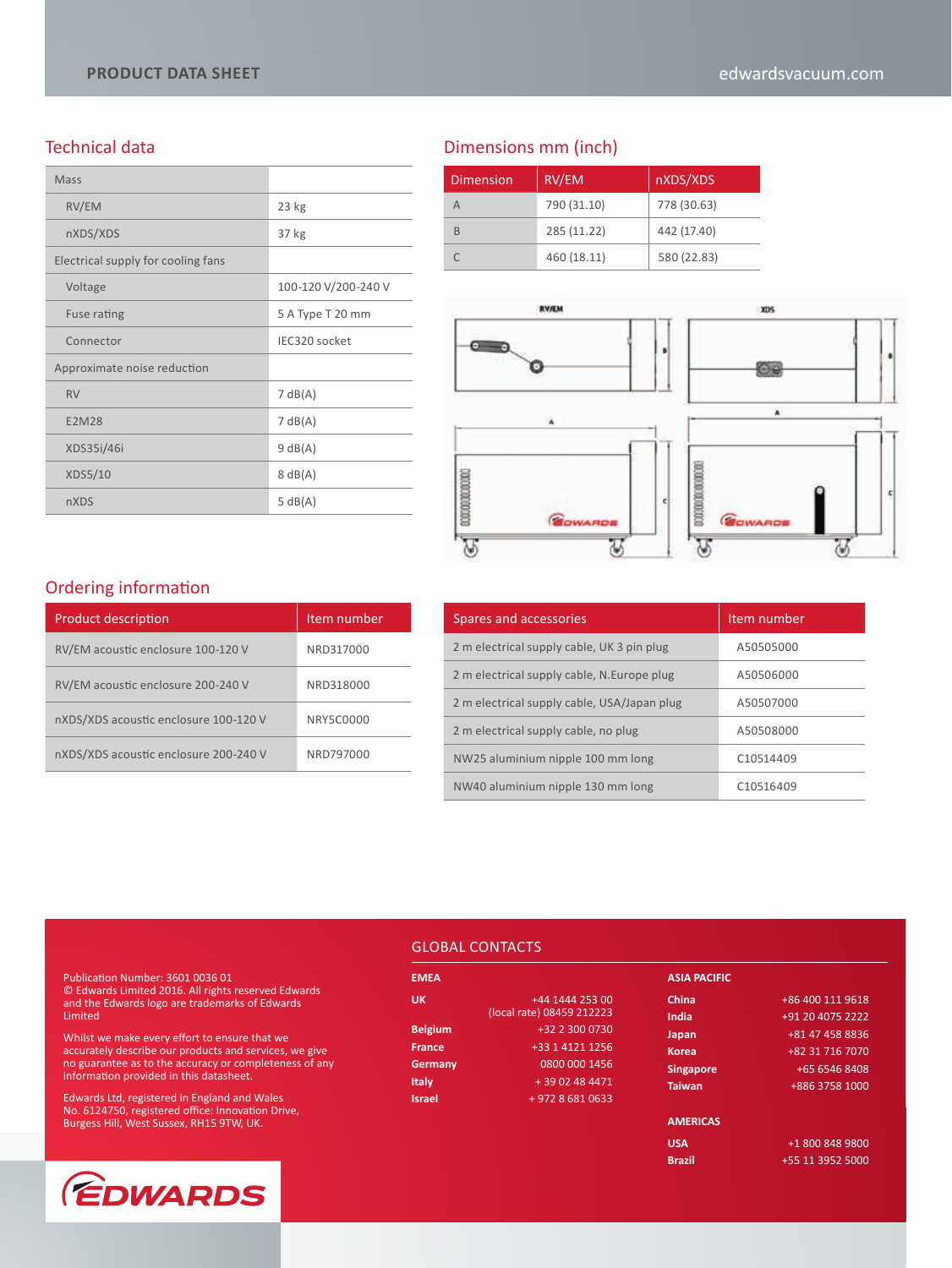## Technical data

| | |
|---|---|
| Mass | |
| RV/EM | 23 kg |
| nXDS/XDS | 37 kg |
| Electrical supply for cooling fans | |
| Voltage | 100-120 V/200-240 V |
| Fuse rating | 5 A Type T 20 mm |
| Connector | IEC320 socket |
| Approximate noise reduction | |
| RV | 7 dB(A) |
| E2M28 | 7 dB(A) |
| XDS35i/46i | 9 dB(A) |
| XDS5/10 | 8 dB(A) |
| nXDS | 5 dB(A) |

## Dimensions mm (inch)

| Dimension | RV/EM | nXDS/XDS |
|---|---|---|
| A | 790 (31.10) | 778 (30.63) |
| B | 285 (11.22) | 442 (17.40) |
| C | 460 (18.11) | 580 (22.83) |

RV/EM

XDS

A

B

C

## Ordering information

| Product description | Item number |
|---|---|
| RV/EM acoustic enclosure 100-120 V | NRD317000 |
| RV/EM acoustic enclosure 200-240 V | NRD318000 |
| nXDS/XDS acoustic enclosure 100-120 V | NRY5C0000 |
| nXDS/XDS acoustic enclosure 200-240 V | NRD797000 |

| Spares and accessories | Item number |
|---|---|
| 2 m electrical supply cable, UK 3 pin plug | A50505000 |
| 2 m electrical supply cable, N.Europe plug | A50506000 |
| 2 m electrical supply cable, USA/Japan plug | A50507000 |
| 2 m electrical supply cable, no plug | A50508000 |
| NW25 aluminium nipple 100 mm long | C10514409 |
| NW40 aluminium nipple 130 mm long | C10516409 |

Publication Number: 3601 0036 01
© Edwards Limited 2016. All rights reserved Edwards and the Edwards logo are trademarks of Edwards Limited

Whilst we make every effort to ensure that we accurately describe our products and services, we give no guarantee as to the accuracy or completeness of any information provided in this datasheet.

Edwards Ltd, registered in England and Wales No. 6124750, registered office: Innovation Drive, Burgess Hill, West Sussex, RH15 9TW, UK.

## GLOBAL CONTACTS

**EMEA**

| | |
|---|---|
| **UK** | +44 1444 253 00 (local rate) 08459 212223 |
| **Belgium** | +32 2 300 0730 |
| **France** | +33 1 4121 1256 |
| **Germany** | 0800 000 1456 |
| **Italy** | + 39 02 48 4471 |
| **Israel** | + 972 8 681 0633 |

**ASIA PACIFIC**

| | |
|---|---|
| **China** | +86 400 111 9618 |
| **India** | +91 20 4075 2222 |
| **Japan** | +81 47 458 8836 |
| **Korea** | +82 31 716 7070 |
| **Singapore** | +65 6546 8408 |
| **Taiwan** | +886 3758 1000 |

**AMERICAS**

| | |
|---|---|
| **USA** | +1 800 848 9800 |
| **Brazil** | +55 11 3952 5000 |

EDWARDS